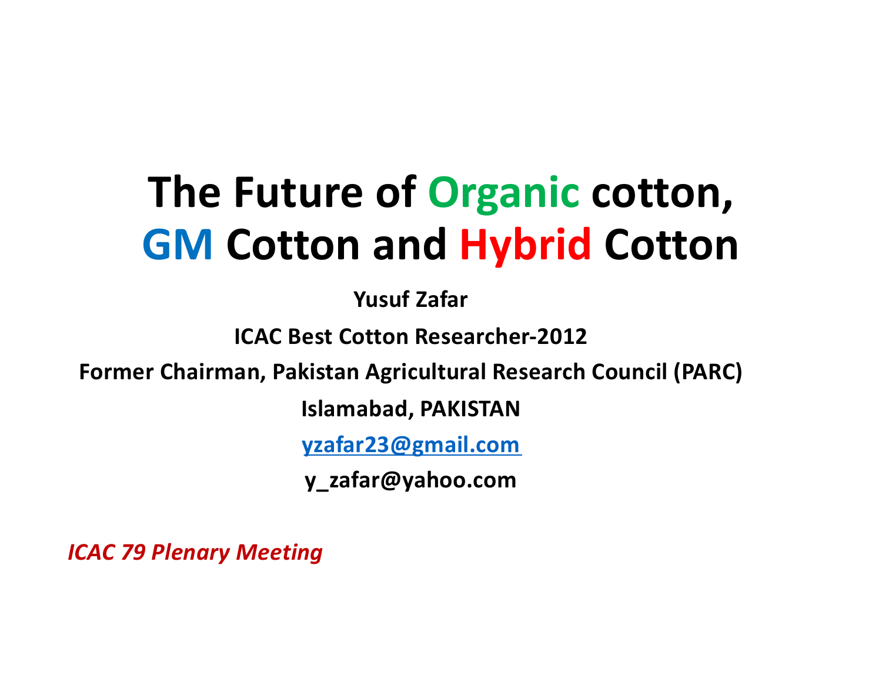# The Future of Organic cotton, GM Cotton and Hybrid Cotton

**Yusuf Zafar**

**ICAC Best Cotton Researcher-2012**

**Former Chairman, Pakistan Agricultural Research Council (PARC)**

**Islamabad, PAKISTAN**

**yzafar23@gmail.com**

**y_zafar@yahoo.com**

***ICAC 79 Plenary Meeting***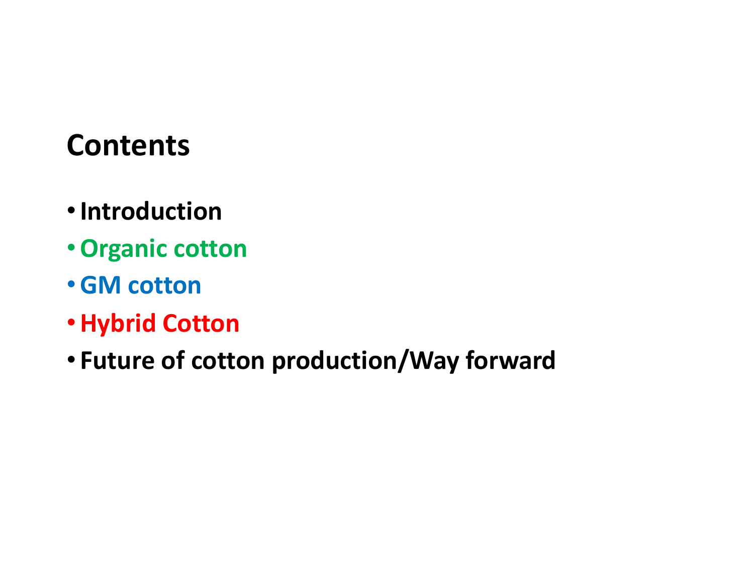# Contents

- **Introduction**
- **Organic cotton**
- **GM cotton**
- **Hybrid Cotton**
- **Future of cotton production/Way forward**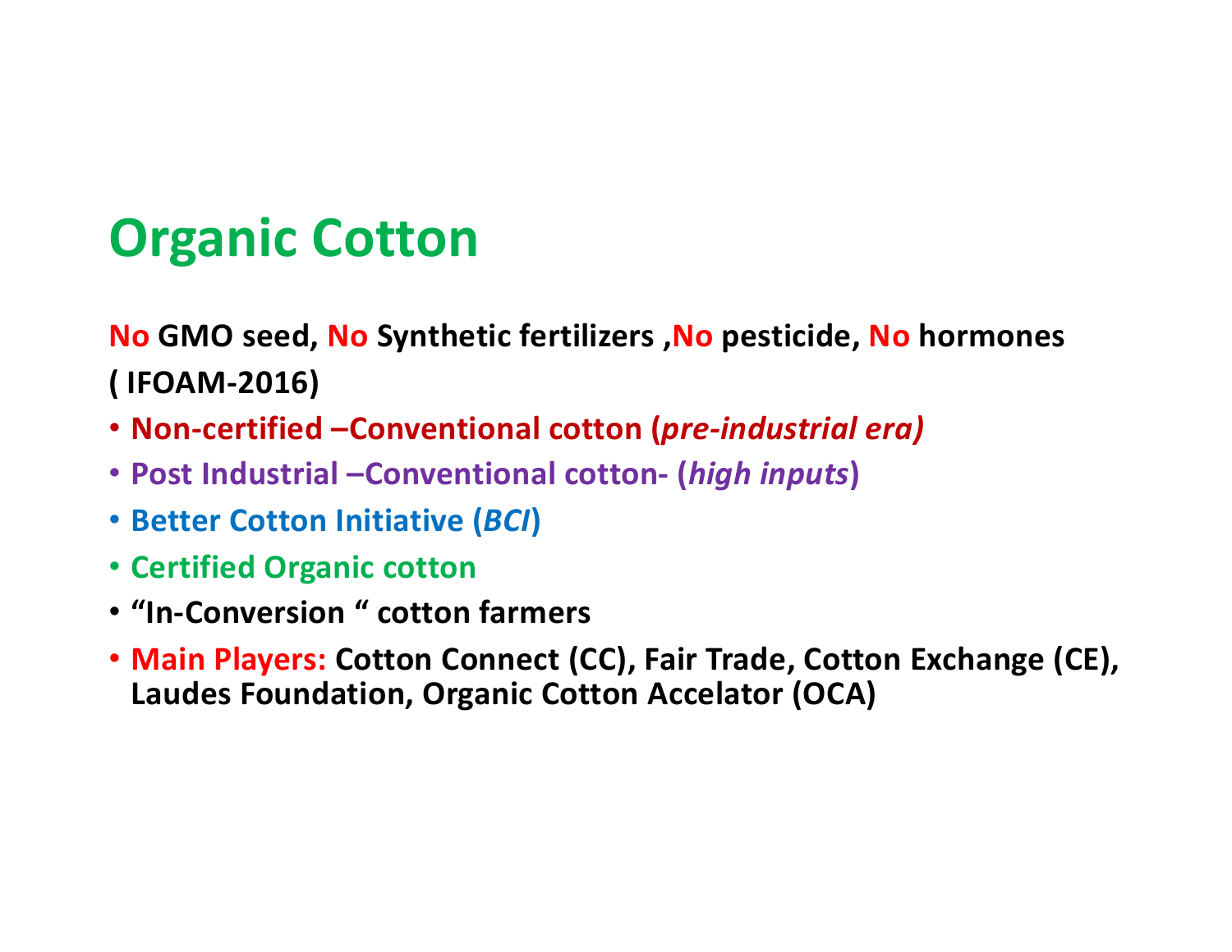# Organic Cotton

**No GMO seed, No Synthetic fertilizers ,No pesticide, No hormones ( IFOAM-2016)**

- **Non-certified –Conventional cotton (*pre-industrial era)***
- **Post Industrial –Conventional cotton- (*high inputs*)**
- **Better Cotton Initiative (*BCI*)**
- **Certified Organic cotton**
- **“In-Conversion “ cotton farmers**
- **Main Players: Cotton Connect (CC), Fair Trade, Cotton Exchange (CE), Laudes Foundation, Organic Cotton Accelator (OCA)**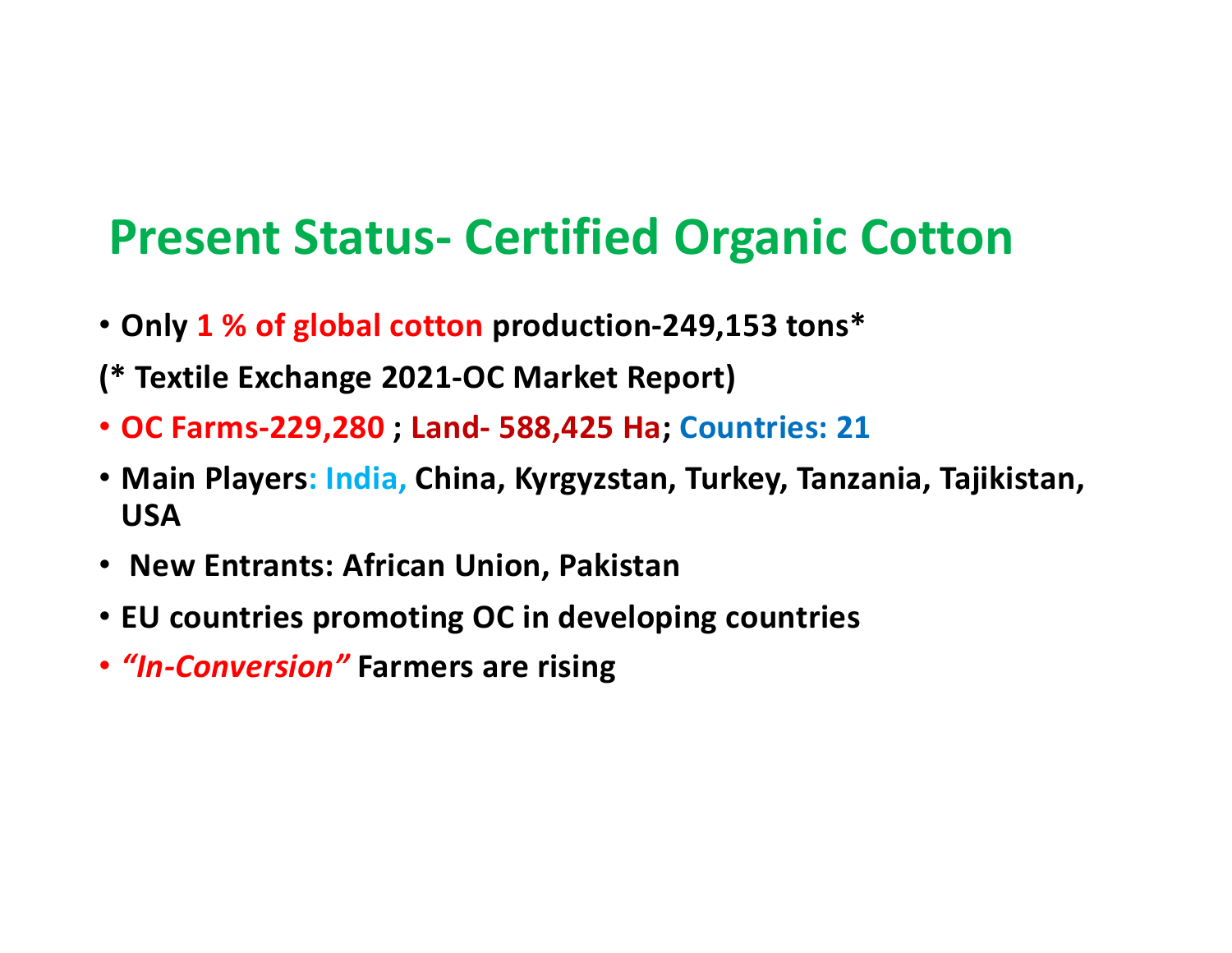# Present Status- Certified Organic Cotton

- **Only 1 % of global cotton production-249,153 tons***

**(* Textile Exchange 2021-OC Market Report)**

- **OC Farms-229,280 ; Land- 588,425 Ha; Countries: 21**
- **Main Players: India, China, Kyrgyzstan, Turkey, Tanzania, Tajikistan, USA**
- **New Entrants: African Union, Pakistan**
- **EU countries promoting OC in developing countries**
- ***"In-Conversion"* Farmers are rising**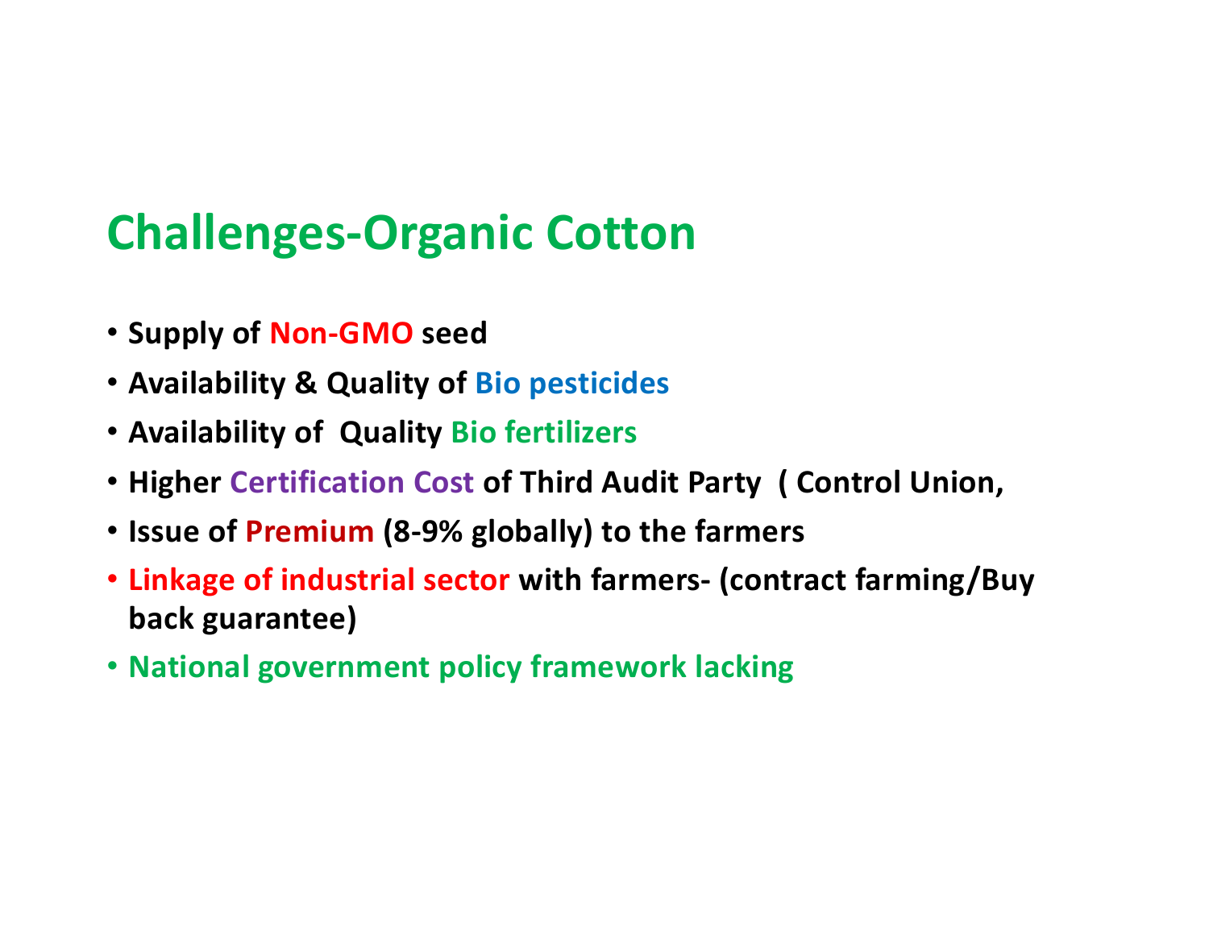# Challenges-Organic Cotton

- **Supply of Non-GMO seed**
- **Availability & Quality of Bio pesticides**
- **Availability of Quality Bio fertilizers**
- **Higher Certification Cost of Third Audit Party ( Control Union,**
- **Issue of Premium (8-9% globally) to the farmers**
- **Linkage of industrial sector with farmers- (contract farming/Buy back guarantee)**
- **National government policy framework lacking**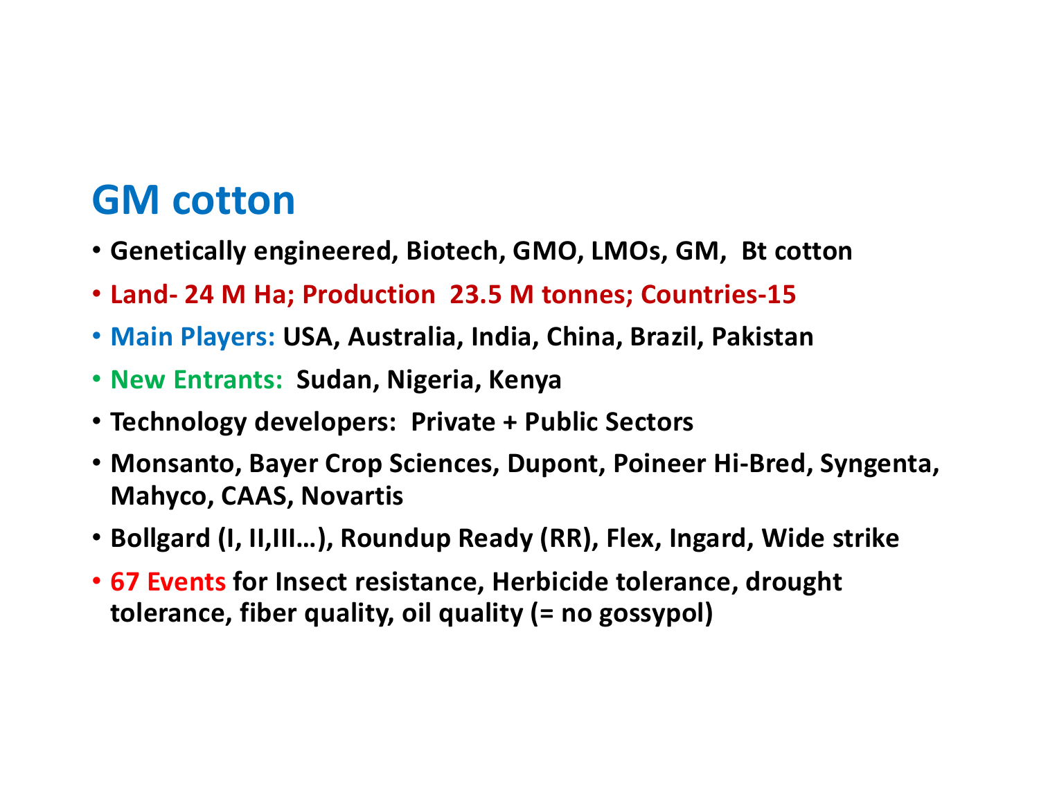# GM cotton

- Genetically engineered, Biotech, GMO, LMOs, GM, Bt cotton
- Land- 24 M Ha; Production 23.5 M tonnes; Countries-15
- Main Players: USA, Australia, India, China, Brazil, Pakistan
- New Entrants: Sudan, Nigeria, Kenya
- Technology developers: Private + Public Sectors
- Monsanto, Bayer Crop Sciences, Dupont, Poineer Hi-Bred, Syngenta, Mahyco, CAAS, Novartis
- Bollgard (I, II,III…), Roundup Ready (RR), Flex, Ingard, Wide strike
- 67 Events for Insect resistance, Herbicide tolerance, drought tolerance, fiber quality, oil quality (= no gossypol)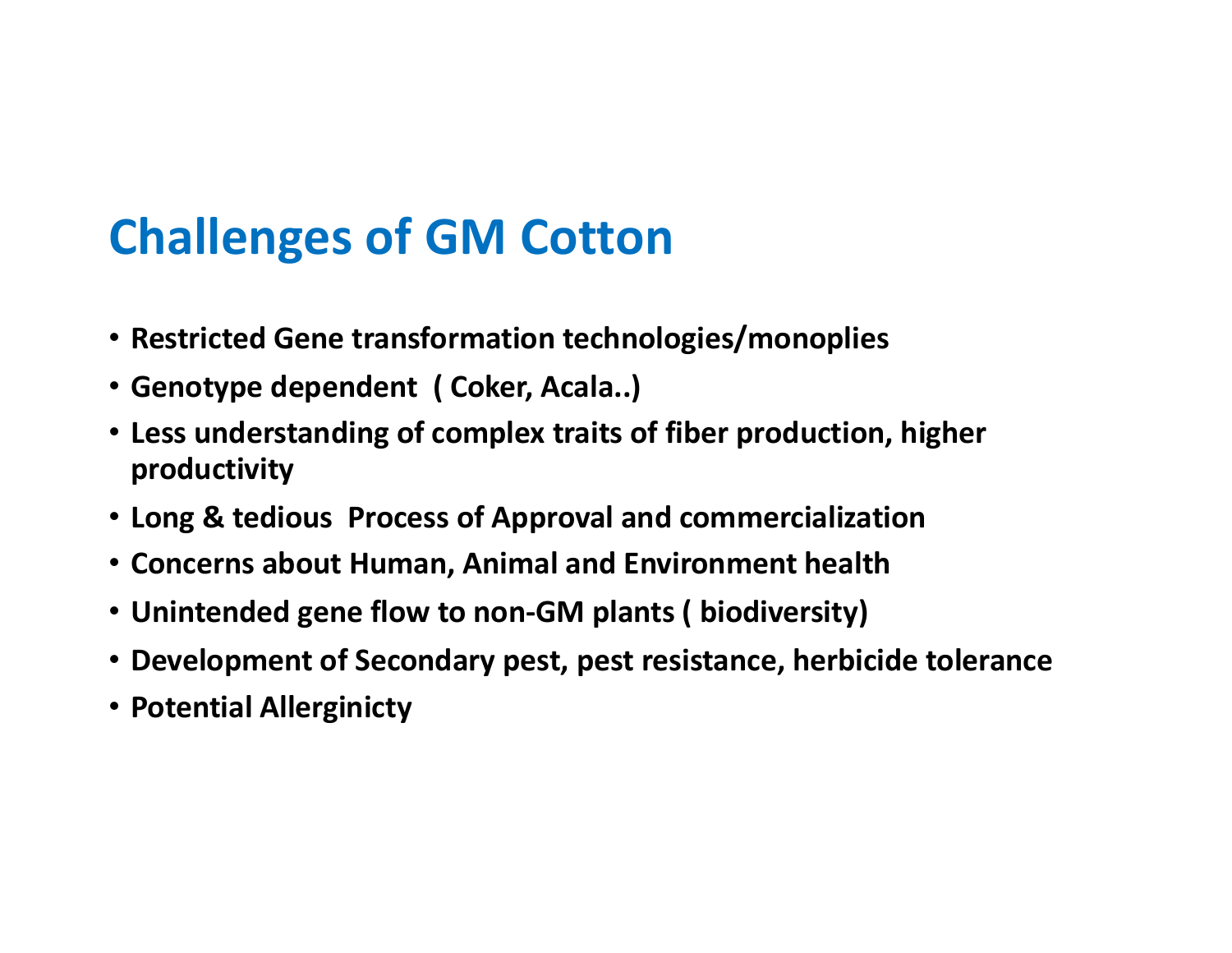# Challenges of GM Cotton

- **Restricted Gene transformation technologies/monoplies**
- **Genotype dependent ( Coker, Acala..)**
- **Less understanding of complex traits of fiber production, higher productivity**
- **Long & tedious Process of Approval and commercialization**
- **Concerns about Human, Animal and Environment health**
- **Unintended gene flow to non-GM plants ( biodiversity)**
- **Development of Secondary pest, pest resistance, herbicide tolerance**
- **Potential Allerginicty**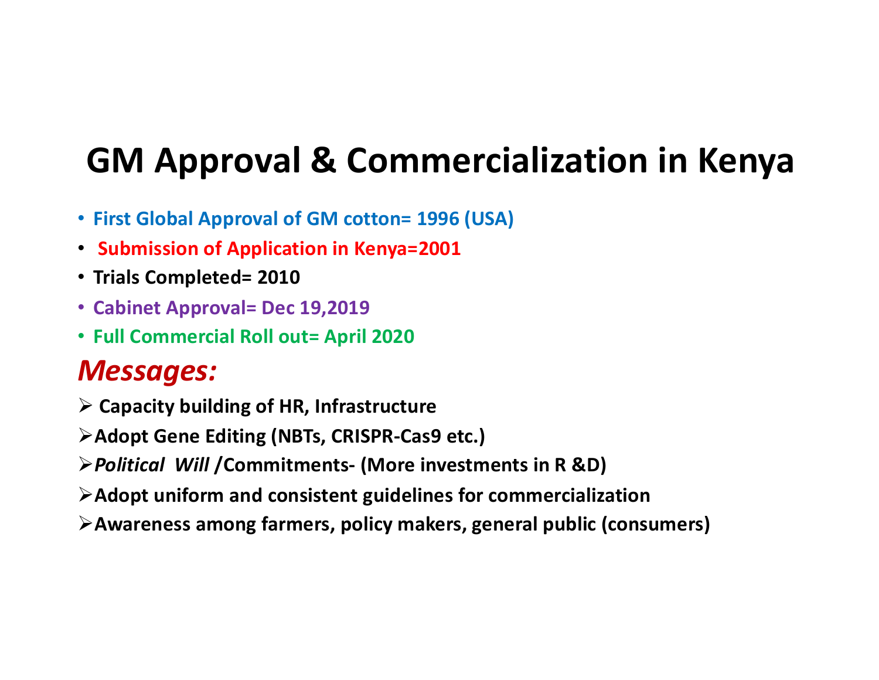# GM Approval & Commercialization in Kenya

- **First Global Approval of GM cotton= 1996 (USA)**
- **Submission of Application in Kenya=2001**
- **Trials Completed= 2010**
- **Cabinet Approval= Dec 19,2019**
- **Full Commercial Roll out= April 2020**

## *Messages:*

- **Capacity building of HR, Infrastructure**
- **Adopt Gene Editing (NBTs, CRISPR-Cas9 etc.)**
- ***Political Will* /Commitments- (More investments in R &D)**
- **Adopt uniform and consistent guidelines for commercialization**
- **Awareness among farmers, policy makers, general public (consumers)**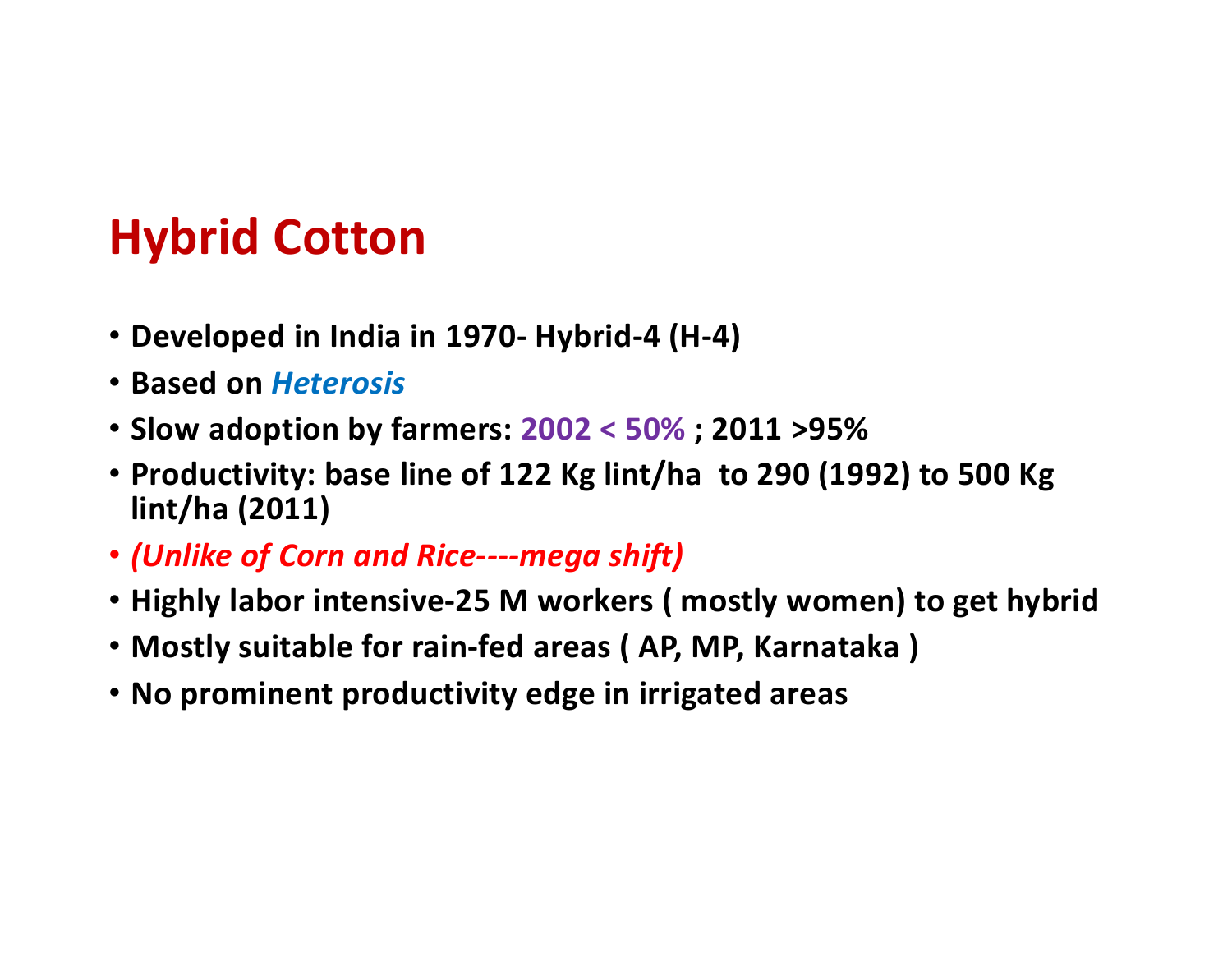# Hybrid Cotton

- **Developed in India in 1970- Hybrid-4 (H-4)**
- **Based on *Heterosis***
- **Slow adoption by farmers: 2002 < 50% ; 2011 >95%**
- **Productivity: base line of 122 Kg lint/ha to 290 (1992) to 500 Kg lint/ha (2011)**
- ***(Unlike of Corn and Rice----mega shift)***
- **Highly labor intensive-25 M workers ( mostly women) to get hybrid**
- **Mostly suitable for rain-fed areas ( AP, MP, Karnataka )**
- **No prominent productivity edge in irrigated areas**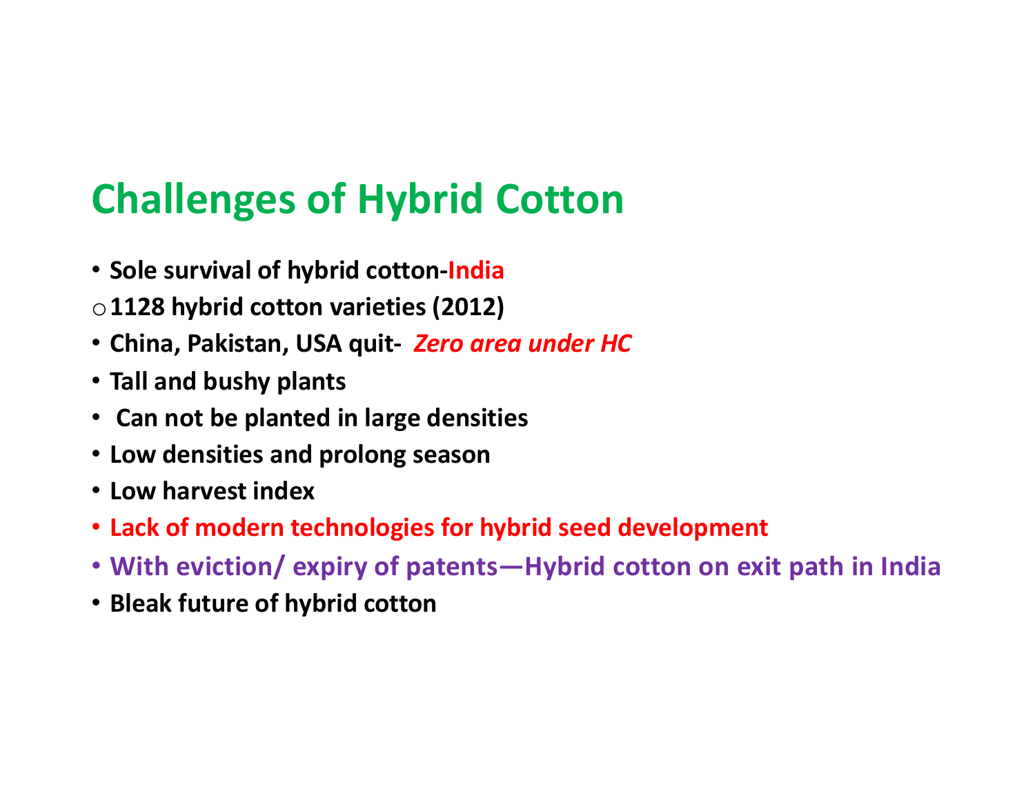# Challenges of Hybrid Cotton

- **Sole survival of hybrid cotton-India**
  - **1128 hybrid cotton varieties (2012)**
- **China, Pakistan, USA quit- *Zero area under HC***
- **Tall and bushy plants**
- **Can not be planted in large densities**
- **Low densities and prolong season**
- **Low harvest index**
- **Lack of modern technologies for hybrid seed development**
- **With eviction/ expiry of patents—Hybrid cotton on exit path in India**
- **Bleak future of hybrid cotton**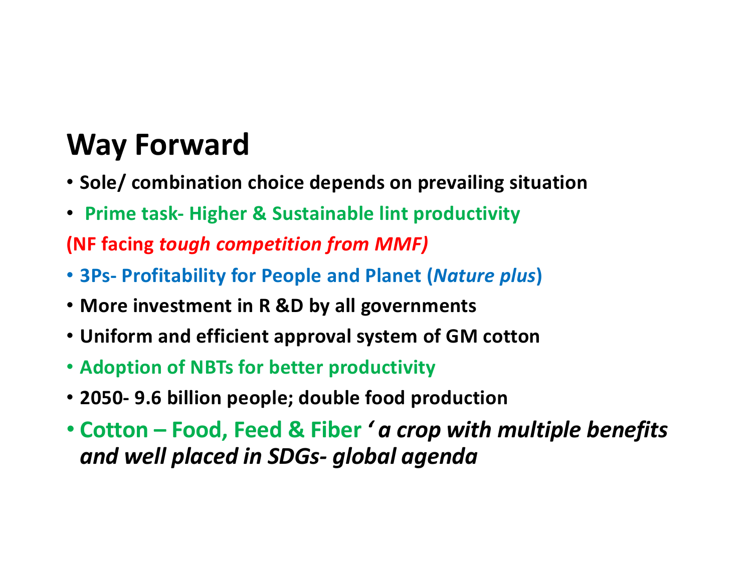# Way Forward

- **Sole/ combination choice depends on prevailing situation**
- **Prime task- Higher & Sustainable lint productivity**

**(NF facing *tough competition from MMF)***

- **3Ps- Profitability for People and Planet (*Nature plus*)**
- **More investment in R &D by all governments**
- **Uniform and efficient approval system of GM cotton**
- **Adoption of NBTs for better productivity**
- **2050- 9.6 billion people; double food production**
- **Cotton – Food, Feed & Fiber *' a crop with multiple benefits and well placed in SDGs- global agenda***